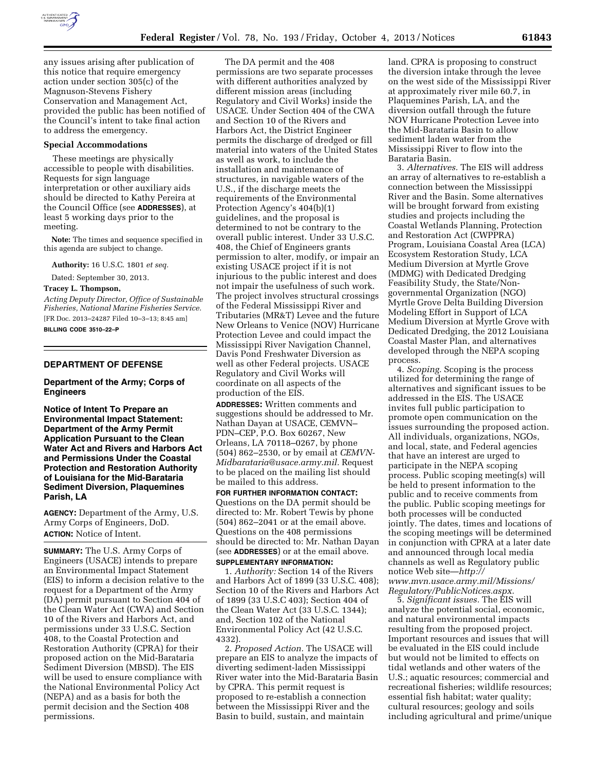any issues arising after publication of this notice that require emergency action under section 305(c) of the Magnuson-Stevens Fishery Conservation and Management Act, provided the public has been notified of the Council's intent to take final action to address the emergency.

### Special Accommodations

These meetings are physically accessible to people with disabilities. Requests for sign language interpretation or other auxiliary aids should be directed to Kathy Pereira at the Council Office (see **ADDRESSES**), at least 5 working days prior to the meeting.

**Note:** The times and sequence specified in this agenda are subject to change.

**Authority:** 16 U.S.C. 1801 *et seq.*

Dated: September 30, 2013.

**Tracey L. Thompson,**

*Acting Deputy Director, Office of Sustainable Fisheries, National Marine Fisheries Service.*

[FR Doc. 2013–24287 Filed 10–3–13; 8:45 am]

**BILLING CODE 3510–22–P**

---

## DEPARTMENT OF DEFENSE

### Department of the Army; Corps of Engineers

### Notice of Intent To Prepare an Environmental Impact Statement: Department of the Army Permit Application Pursuant to the Clean Water Act and Rivers and Harbors Act and Permissions Under the Coastal Protection and Restoration Authority of Louisiana for the Mid-Barataria Sediment Diversion, Plaquemines Parish, LA

**AGENCY:** Department of the Army, U.S. Army Corps of Engineers, DoD.

**ACTION:** Notice of Intent.

**SUMMARY:** The U.S. Army Corps of Engineers (USACE) intends to prepare an Environmental Impact Statement (EIS) to inform a decision relative to the request for a Department of the Army (DA) permit pursuant to Section 404 of the Clean Water Act (CWA) and Section 10 of the Rivers and Harbors Act, and permissions under 33 U.S.C. Section 408, to the Coastal Protection and Restoration Authority (CPRA) for their proposed action on the Mid-Barataria Sediment Diversion (MBSD). The EIS will be used to ensure compliance with the National Environmental Policy Act (NEPA) and as a basis for both the permit decision and the Section 408 permissions.

The DA permit and the 408 permissions are two separate processes with different authorities analyzed by different mission areas (including Regulatory and Civil Works) inside the USACE. Under Section 404 of the CWA and Section 10 of the Rivers and Harbors Act, the District Engineer permits the discharge of dredged or fill material into waters of the United States as well as work, to include the installation and maintenance of structures, in navigable waters of the U.S., if the discharge meets the requirements of the Environmental Protection Agency's 404(b)(1) guidelines, and the proposal is determined to not be contrary to the overall public interest. Under 33 U.S.C. 408, the Chief of Engineers grants permission to alter, modify, or impair an existing USACE project if it is not injurious to the public interest and does not impair the usefulness of such work. The project involves structural crossings of the Federal Mississippi River and Tributaries (MR&T) Levee and the future New Orleans to Venice (NOV) Hurricane Protection Levee and could impact the Mississippi River Navigation Channel, Davis Pond Freshwater Diversion as well as other Federal projects. USACE Regulatory and Civil Works will coordinate on all aspects of the production of the EIS.

**ADDRESSES:** Written comments and suggestions should be addressed to Mr. Nathan Dayan at USACE, CEMVN–PDN–CEP, P.O. Box 60267, New Orleans, LA 70118–0267, by phone (504) 862–2530, or by email at *CEMVN-Midbarataria@usace.army.mil.* Request to be placed on the mailing list should be mailed to this address.

**FOR FURTHER INFORMATION CONTACT:** Questions on the DA permit should be directed to: Mr. Robert Tewis by phone (504) 862–2041 or at the email above. Questions on the 408 permissions should be directed to: Mr. Nathan Dayan (see **ADDRESSES**) or at the email above.

**SUPPLEMENTARY INFORMATION:**

1. *Authority:* Section 14 of the Rivers and Harbors Act of 1899 (33 U.S.C. 408); Section 10 of the Rivers and Harbors Act of 1899 (33 U.S.C 403); Section 404 of the Clean Water Act (33 U.S.C. 1344); and, Section 102 of the National Environmental Policy Act (42 U.S.C. 4332).

2. *Proposed Action.* The USACE will prepare an EIS to analyze the impacts of diverting sediment-laden Mississippi River water into the Mid-Barataria Basin by CPRA. This permit request is proposed to re-establish a connection between the Mississippi River and the Basin to build, sustain, and maintain land. CPRA is proposing to construct the diversion intake through the levee on the west side of the Mississippi River at approximately river mile 60.7, in Plaquemines Parish, LA, and the diversion outfall through the future NOV Hurricane Protection Levee into the Mid-Barataria Basin to allow sediment laden water from the Mississippi River to flow into the Barataria Basin.

3. *Alternatives.* The EIS will address an array of alternatives to re-establish a connection between the Mississippi River and the Basin. Some alternatives will be brought forward from existing studies and projects including the Coastal Wetlands Planning, Protection and Restoration Act (CWPPRA) Program, Louisiana Coastal Area (LCA) Ecosystem Restoration Study, LCA Medium Diversion at Myrtle Grove (MDMG) with Dedicated Dredging Feasibility Study, the State/Non-governmental Organization (NGO) Myrtle Grove Delta Building Diversion Modeling Effort in Support of LCA Medium Diversion at Myrtle Grove with Dedicated Dredging, the 2012 Louisiana Coastal Master Plan, and alternatives developed through the NEPA scoping process.

4. *Scoping.* Scoping is the process utilized for determining the range of alternatives and significant issues to be addressed in the EIS. The USACE invites full public participation to promote open communication on the issues surrounding the proposed action. All individuals, organizations, NGOs, and local, state, and Federal agencies that have an interest are urged to participate in the NEPA scoping process. Public scoping meeting(s) will be held to present information to the public and to receive comments from the public. Public scoping meetings for both processes will be conducted jointly. The dates, times and locations of the scoping meetings will be determined in conjunction with CPRA at a later date and announced through local media channels as well as Regulatory public notice Web site—*http://www.mvn.usace.army.mil/Missions/Regulatory/PublicNotices.aspx.*

5. *Significant issues.* The EIS will analyze the potential social, economic, and natural environmental impacts resulting from the proposed project. Important resources and issues that will be evaluated in the EIS could include but would not be limited to effects on tidal wetlands and other waters of the U.S.; aquatic resources; commercial and recreational fisheries; wildlife resources; essential fish habitat; water quality; cultural resources; geology and soils including agricultural and prime/unique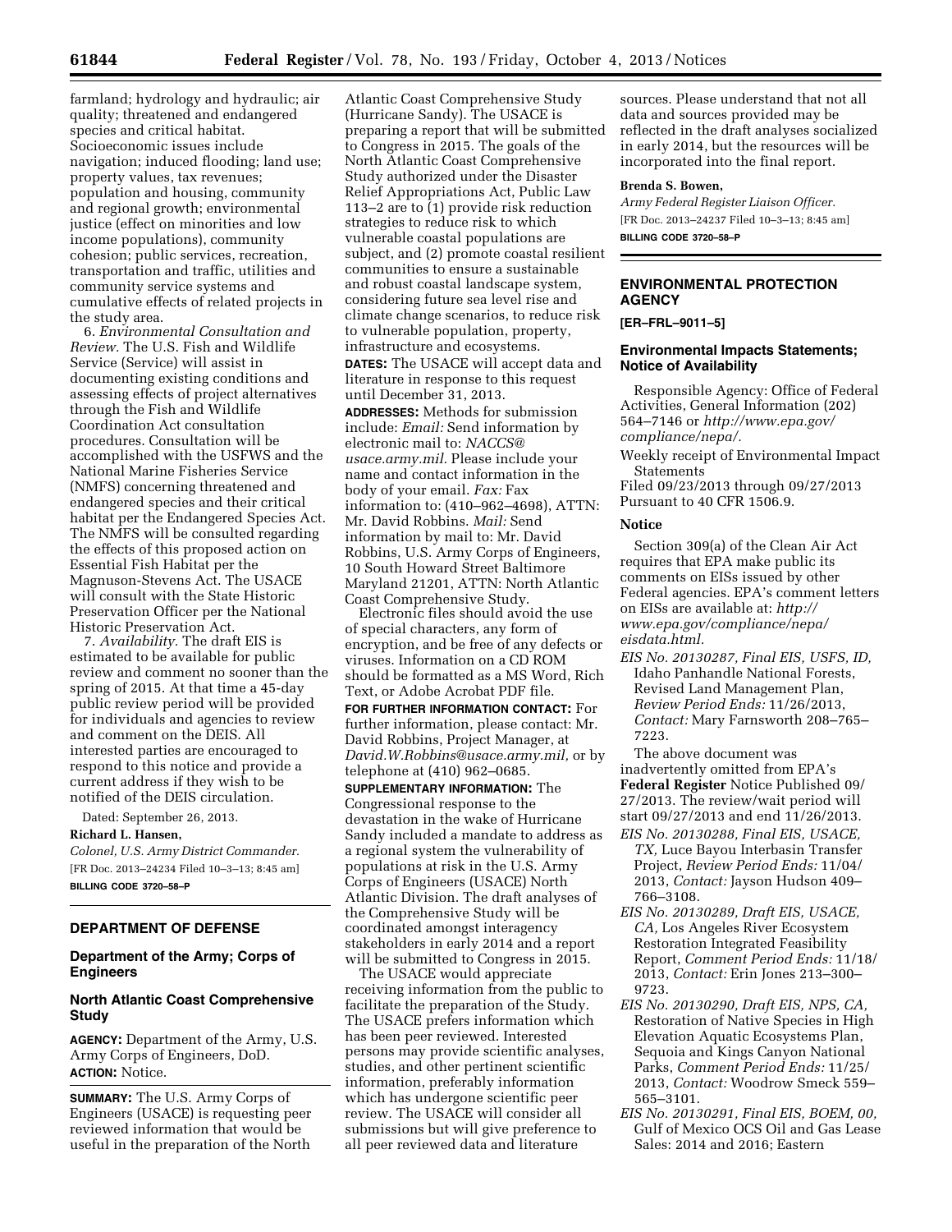farmland; hydrology and hydraulic; air quality; threatened and endangered species and critical habitat. Socioeconomic issues include navigation; induced flooding; land use; property values, tax revenues; population and housing, community and regional growth; environmental justice (effect on minorities and low income populations), community cohesion; public services, recreation, transportation and traffic, utilities and community service systems and cumulative effects of related projects in the study area.

6. *Environmental Consultation and Review.* The U.S. Fish and Wildlife Service (Service) will assist in documenting existing conditions and assessing effects of project alternatives through the Fish and Wildlife Coordination Act consultation procedures. Consultation will be accomplished with the USFWS and the National Marine Fisheries Service (NMFS) concerning threatened and endangered species and their critical habitat per the Endangered Species Act. The NMFS will be consulted regarding the effects of this proposed action on Essential Fish Habitat per the Magnuson-Stevens Act. The USACE will consult with the State Historic Preservation Officer per the National Historic Preservation Act.

7. *Availability.* The draft EIS is estimated to be available for public review and comment no sooner than the spring of 2015. At that time a 45-day public review period will be provided for individuals and agencies to review and comment on the DEIS. All interested parties are encouraged to respond to this notice and provide a current address if they wish to be notified of the DEIS circulation.

Dated: September 26, 2013.

**Richard L. Hansen,**

*Colonel, U.S. Army District Commander.*

[FR Doc. 2013–24234 Filed 10–3–13; 8:45 am]

**BILLING CODE 3720–58–P**

## DEPARTMENT OF DEFENSE

### Department of the Army; Corps of Engineers

### North Atlantic Coast Comprehensive Study

**AGENCY:** Department of the Army, U.S. Army Corps of Engineers, DoD.

**ACTION:** Notice.

**SUMMARY:** The U.S. Army Corps of Engineers (USACE) is requesting peer reviewed information that would be useful in the preparation of the North Atlantic Coast Comprehensive Study (Hurricane Sandy). The USACE is preparing a report that will be submitted to Congress in 2015. The goals of the North Atlantic Coast Comprehensive Study authorized under the Disaster Relief Appropriations Act, Public Law 113–2 are to (1) provide risk reduction strategies to reduce risk to which vulnerable coastal populations are subject, and (2) promote coastal resilient communities to ensure a sustainable and robust coastal landscape system, considering future sea level rise and climate change scenarios, to reduce risk to vulnerable population, property, infrastructure and ecosystems.

**DATES:** The USACE will accept data and literature in response to this request until December 31, 2013.

**ADDRESSES:** Methods for submission include: *Email:* Send information by electronic mail to: *NACCS@usace.army.mil.* Please include your name and contact information in the body of your email. *Fax:* Fax information to: (410–962–4698), ATTN: Mr. David Robbins. *Mail:* Send information by mail to: Mr. David Robbins, U.S. Army Corps of Engineers, 10 South Howard Street Baltimore Maryland 21201, ATTN: North Atlantic Coast Comprehensive Study.

Electronic files should avoid the use of special characters, any form of encryption, and be free of any defects or viruses. Information on a CD ROM should be formatted as a MS Word, Rich Text, or Adobe Acrobat PDF file.

**FOR FURTHER INFORMATION CONTACT:** For further information, please contact: Mr. David Robbins, Project Manager, at *David.W.Robbins@usace.army.mil,* or by telephone at (410) 962–0685.

**SUPPLEMENTARY INFORMATION:** The Congressional response to the devastation in the wake of Hurricane Sandy included a mandate to address as a regional system the vulnerability of populations at risk in the U.S. Army Corps of Engineers (USACE) North Atlantic Division. The draft analyses of the Comprehensive Study will be coordinated amongst interagency stakeholders in early 2014 and a report will be submitted to Congress in 2015.

The USACE would appreciate receiving information from the public to facilitate the preparation of the Study. The USACE prefers information which has been peer reviewed. Interested persons may provide scientific analyses, studies, and other pertinent scientific information, preferably information which has undergone scientific peer review. The USACE will consider all submissions but will give preference to all peer reviewed data and literature sources. Please understand that not all data and sources provided may be reflected in the draft analyses socialized in early 2014, but the resources will be incorporated into the final report.

**Brenda S. Bowen,**

*Army Federal Register Liaison Officer.*

[FR Doc. 2013–24237 Filed 10–3–13; 8:45 am]

**BILLING CODE 3720–58–P**

## ENVIRONMENTAL PROTECTION AGENCY

**[ER–FRL–9011–5]**

### Environmental Impacts Statements; Notice of Availability

Responsible Agency: Office of Federal Activities, General Information (202) 564–7146 or *http://www.epa.gov/compliance/nepa/.*

Weekly receipt of Environmental Impact Statements

Filed 09/23/2013 through 09/27/2013 Pursuant to 40 CFR 1506.9.

#### Notice

Section 309(a) of the Clean Air Act requires that EPA make public its comments on EISs issued by other Federal agencies. EPA's comment letters on EISs are available at: *http://www.epa.gov/compliance/nepa/eisdata.html.*

*EIS No. 20130287, Final EIS, USFS, ID,* Idaho Panhandle National Forests, Revised Land Management Plan, *Review Period Ends:* 11/26/2013, *Contact:* Mary Farnsworth 208–765–7223.

The above document was inadvertently omitted from EPA's **Federal Register** Notice Published 09/27/2013. The review/wait period will start 09/27/2013 and end 11/26/2013.

*EIS No. 20130288, Final EIS, USACE, TX,* Luce Bayou Interbasin Transfer Project, *Review Period Ends:* 11/04/2013, *Contact:* Jayson Hudson 409–766–3108.

*EIS No. 20130289, Draft EIS, USACE, CA,* Los Angeles River Ecosystem Restoration Integrated Feasibility Report, *Comment Period Ends:* 11/18/2013, *Contact:* Erin Jones 213–300–9723.

*EIS No. 20130290, Draft EIS, NPS, CA,* Restoration of Native Species in High Elevation Aquatic Ecosystems Plan, Sequoia and Kings Canyon National Parks, *Comment Period Ends:* 11/25/2013, *Contact:* Woodrow Smeck 559–565–3101.

*EIS No. 20130291, Final EIS, BOEM, 00,* Gulf of Mexico OCS Oil and Gas Lease Sales: 2014 and 2016; Eastern